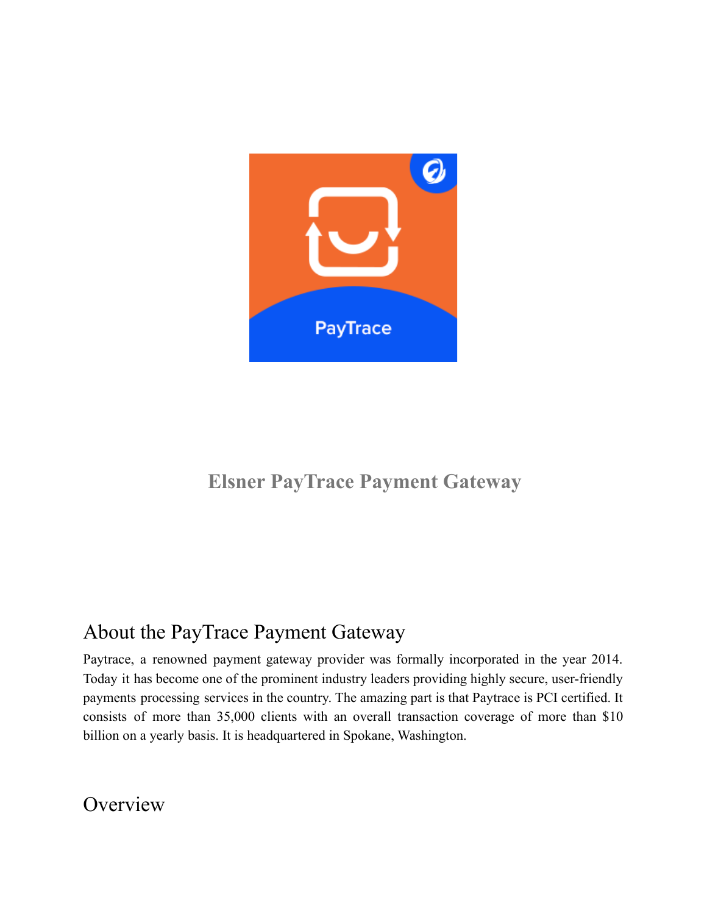# Elsner PayTrace Payment Gateway

## About the PayTrace Payment Gateway

Paytrace, a renowned payment gateway provider was formally incorporated in the year 2014. Today it has become one of the prominent industry leaders providing highly secure, user-friendly payments processing services in the country. The amazing part is that Paytrace is PCI certified. It consists of more than 35,000 clients with an overall transaction coverage of more than $10 billion on a yearly basis. It is headquartered in Spokane, Washington.

## Overview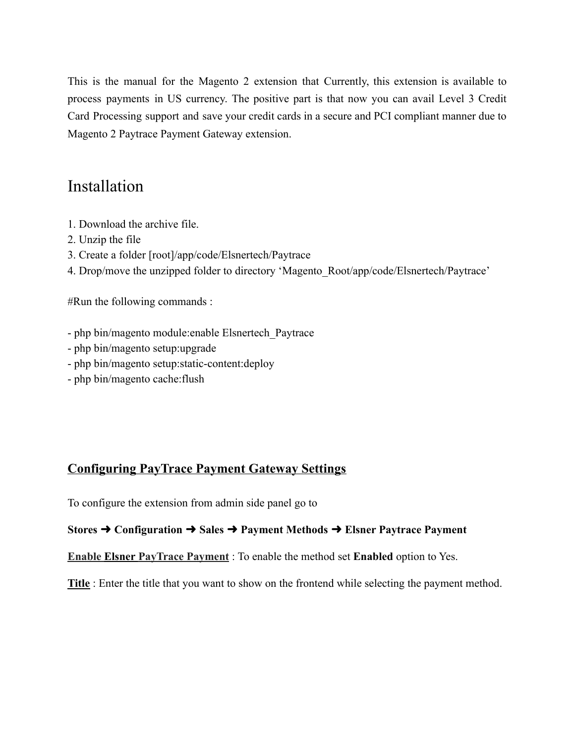This is the manual for the Magento 2 extension that Currently, this extension is available to process payments in US currency. The positive part is that now you can avail Level 3 Credit Card Processing support and save your credit cards in a secure and PCI compliant manner due to Magento 2 Paytrace Payment Gateway extension.

# Installation

1. Download the archive file.
2. Unzip the file
3. Create a folder [root]/app/code/Elsnertech/Paytrace
4. Drop/move the unzipped folder to directory 'Magento_Root/app/code/Elsnertech/Paytrace'

#Run the following commands :

- php bin/magento module:enable Elsnertech_Paytrace
- php bin/magento setup:upgrade
- php bin/magento setup:static-content:deploy
- php bin/magento cache:flush

## Configuring PayTrace Payment Gateway Settings

To configure the extension from admin side panel go to

**Stores ➜ Configuration ➜ Sales ➜ Payment Methods ➜ Elsner Paytrace Payment**

**Enable Elsner PayTrace Payment** : To enable the method set **Enabled** option to Yes.

**Title** : Enter the title that you want to show on the frontend while selecting the payment method.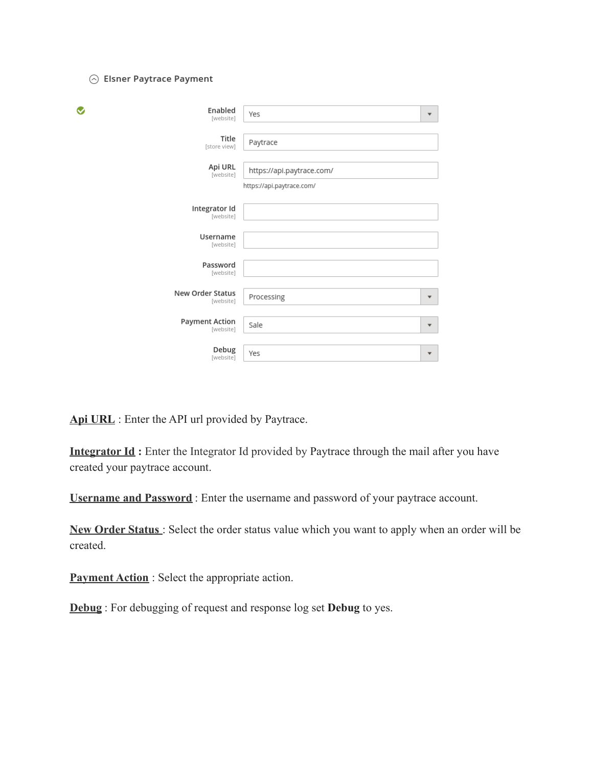### Elsner Paytrace Payment

| Field | Scope | Value |
|---|---|---|
| Enabled | [website] | Yes |
| Title | [store view] | Paytrace |
| Api URL | [website] | https://api.paytrace.com/ |
| Integrator Id | [website] | |
| Username | [website] | |
| Password | [website] | |
| New Order Status | [website] | Processing |
| Payment Action | [website] | Sale |
| Debug | [website] | Yes |

https://api.paytrace.com/

**Api URL** : Enter the API url provided by Paytrace.

**Integrator Id :** Enter the Integrator Id provided by Paytrace through the mail after you have created your paytrace account.

**Username and Password** : Enter the username and password of your paytrace account.

**New Order Status** : Select the order status value which you want to apply when an order will be created.

**Payment Action** : Select the appropriate action.

**Debug** : For debugging of request and response log set **Debug** to yes.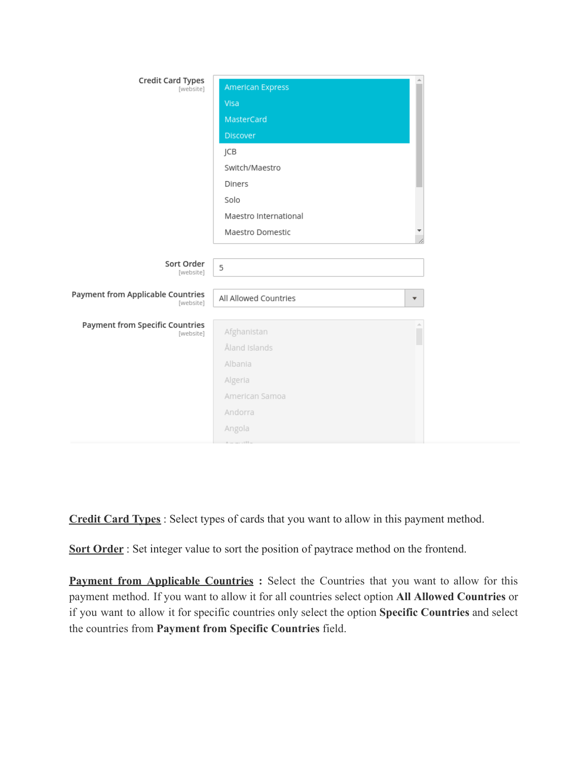**Credit Card Types** : Select types of cards that you want to allow in this payment method.

**Sort Order** : Set integer value to sort the position of paytrace method on the frontend.

**Payment from Applicable Countries** : Select the Countries that you want to allow for this payment method. If you want to allow it for all countries select option **All Allowed Countries** or if you want to allow it for specific countries only select the option **Specific Countries** and select the countries from **Payment from Specific Countries** field.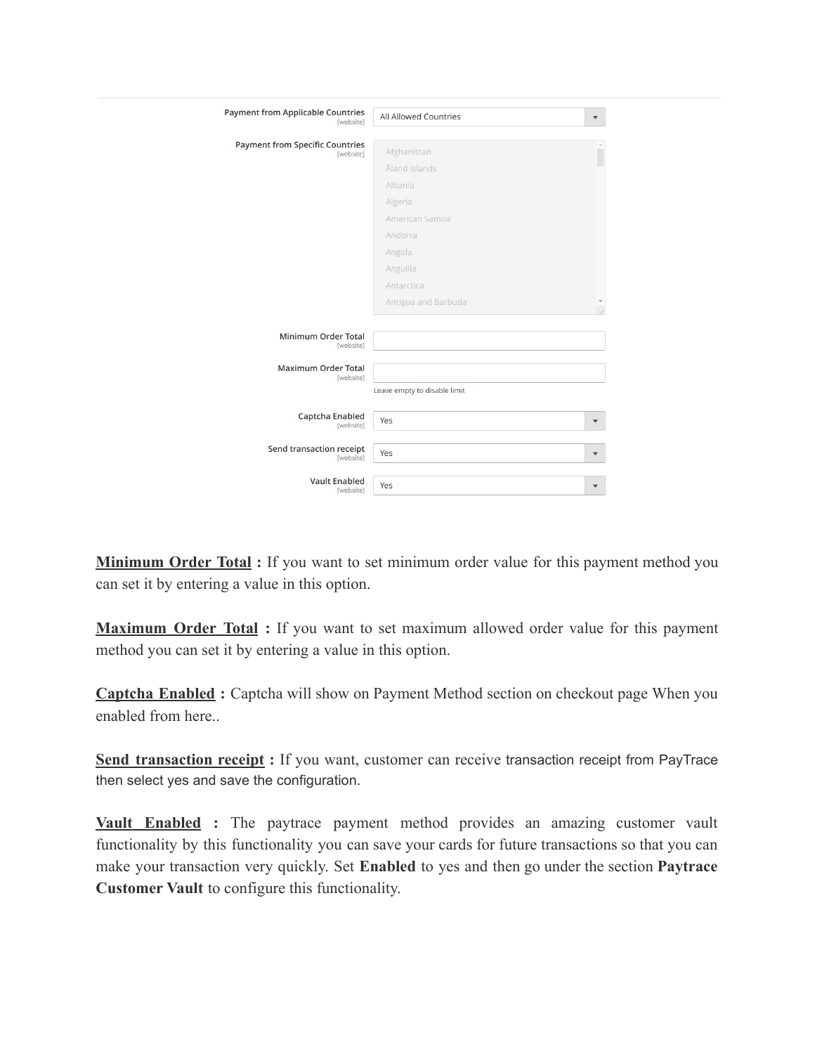**Minimum Order Total :** If you want to set minimum order value for this payment method you can set it by entering a value in this option.

**Maximum Order Total :** If you want to set maximum allowed order value for this payment method you can set it by entering a value in this option.

**Captcha Enabled :** Captcha will show on Payment Method section on checkout page When you enabled from here..

**Send transaction receipt :** If you want, customer can receive transaction receipt from PayTrace then select yes and save the configuration.

**Vault Enabled :** The paytrace payment method provides an amazing customer vault functionality by this functionality you can save your cards for future transactions so that you can make your transaction very quickly. Set **Enabled** to yes and then go under the section **Paytrace Customer Vault** to configure this functionality.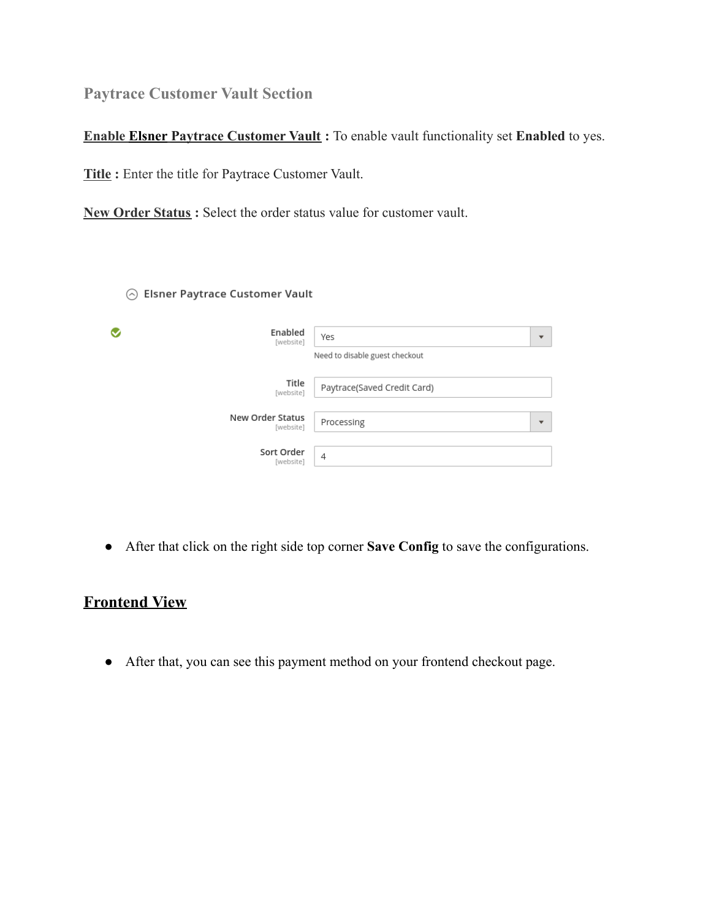### Paytrace Customer Vault Section

**Enable Elsner Paytrace Customer Vault :** To enable vault functionality set **Enabled** to yes.

**Title :** Enter the title for Paytrace Customer Vault.

**New Order Status :** Select the order status value for customer vault.

Elsner Paytrace Customer Vault

| Field | Value |
| --- | --- |
| Enabled [website] | Yes<br>Need to disable guest checkout |
| Title [website] | Paytrace(Saved Credit Card) |
| New Order Status [website] | Processing |
| Sort Order [website] | 4 |

- After that click on the right side top corner **Save Config** to save the configurations.

## Frontend View

- After that, you can see this payment method on your frontend checkout page.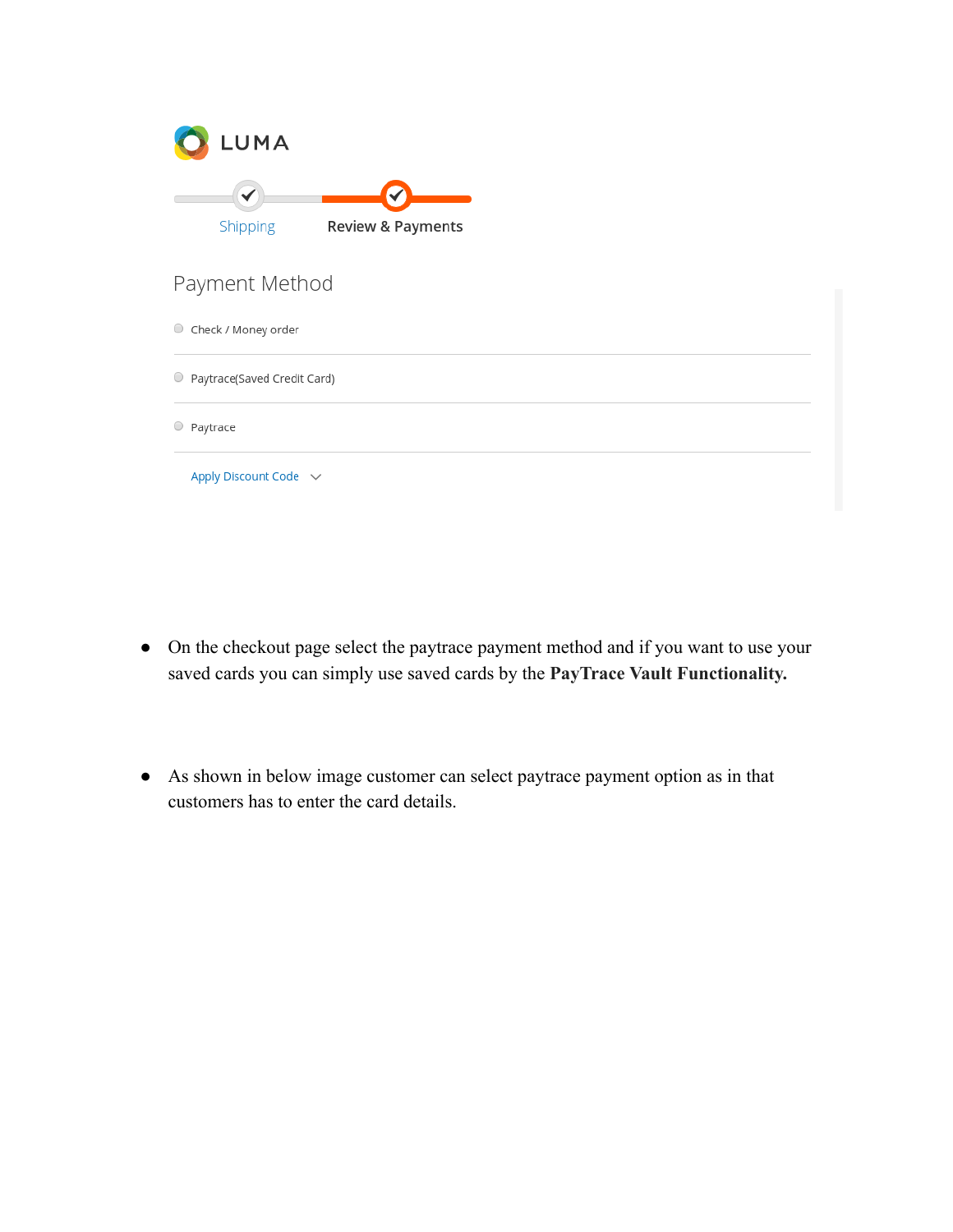LUMA

Shipping | Review & Payments

Payment Method

- Check / Money order
- Paytrace(Saved Credit Card)
- Paytrace

Apply Discount Code

- On the checkout page select the paytrace payment method and if you want to use your saved cards you can simply use saved cards by the **PayTrace Vault Functionality.**

- As shown in below image customer can select paytrace payment option as in that customers has to enter the card details.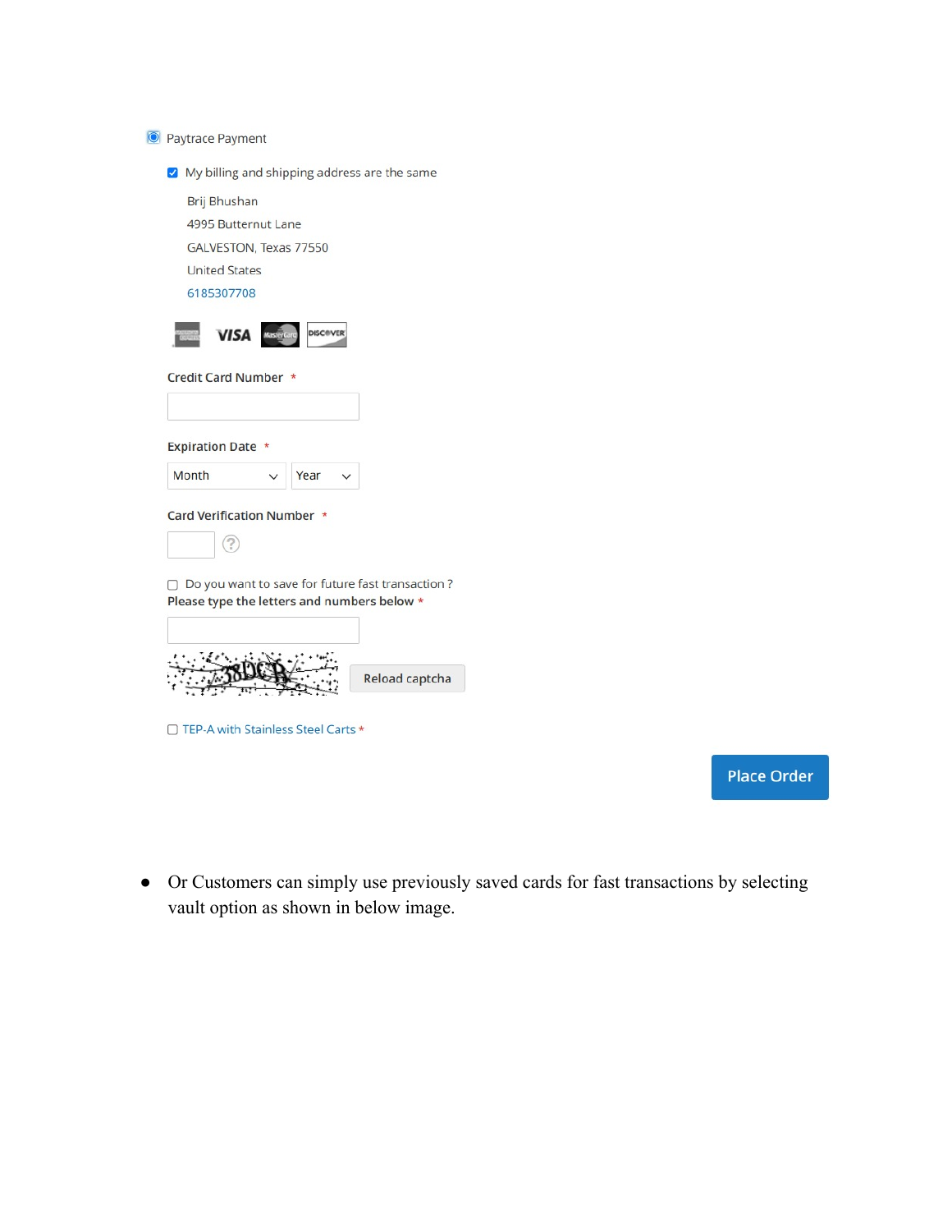Paytrace Payment

My billing and shipping address are the same

Brij Bhushan
4995 Butternut Lane
GALVESTON, Texas 77550
United States
6185307708

VISA MasterCard DISCOVER

Credit Card Number *

Expiration Date *

Month Year

Card Verification Number *

Do you want to save for future fast transaction ?

Please type the letters and numbers below *

Reload captcha

TEP-A with Stainless Steel Carts *

Place Order

- Or Customers can simply use previously saved cards for fast transactions by selecting vault option as shown in below image.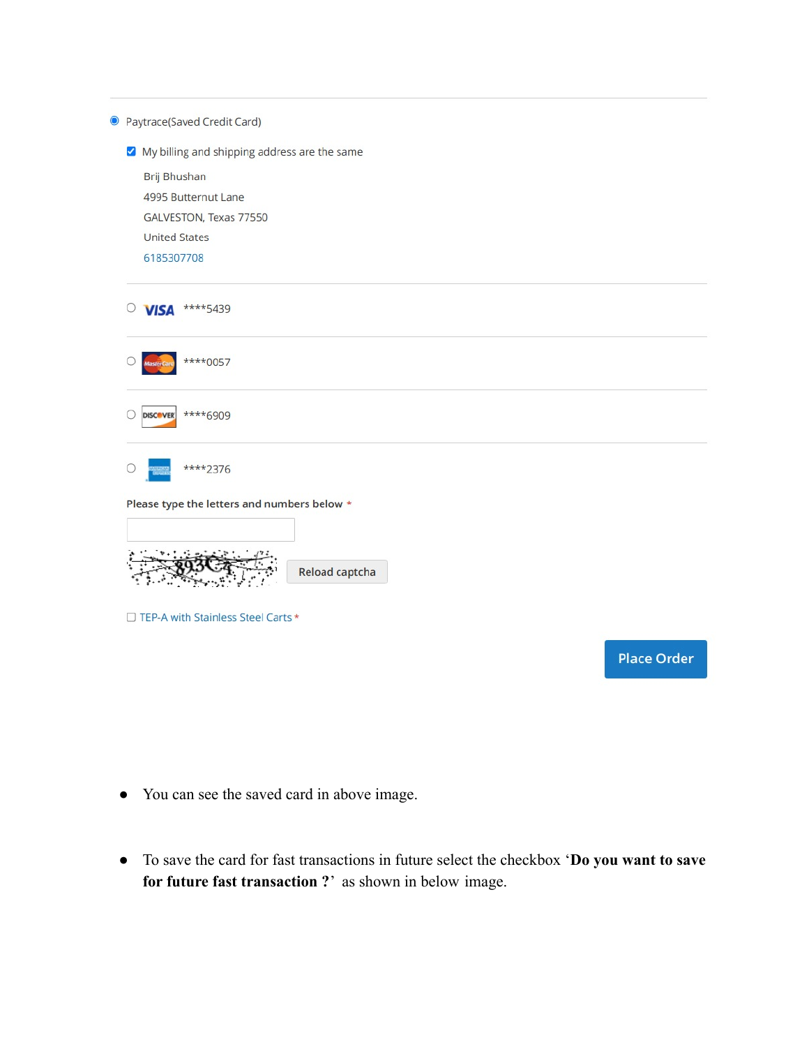Paytrace(Saved Credit Card)

My billing and shipping address are the same

Brij Bhushan
4995 Butternut Lane
GALVESTON, Texas 77550
United States
6185307708

VISA ****5439

****0057

****6909

****2376

Please type the letters and numbers below *

Reload captcha

TEP-A with Stainless Steel Carts *

Place Order

- You can see the saved card in above image.

- To save the card for fast transactions in future select the checkbox '**Do you want to save for future fast transaction ?**' as shown in below image.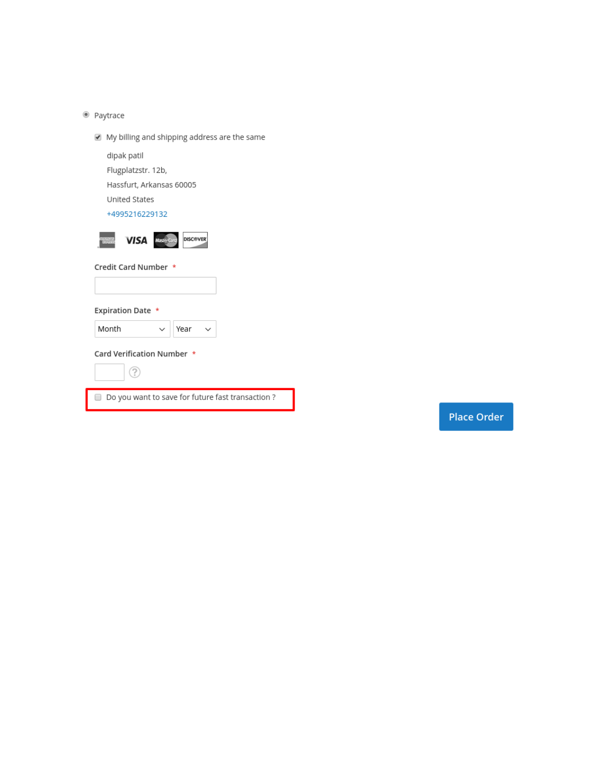Paytrace

My billing and shipping address are the same

dipak patil
Flugplatzstr. 12b,
Hassfurt, Arkansas 60005
United States
+4995216229132

Credit Card Number *

Expiration Date *

Month

Year

Card Verification Number *

Do you want to save for future fast transaction ?

Place Order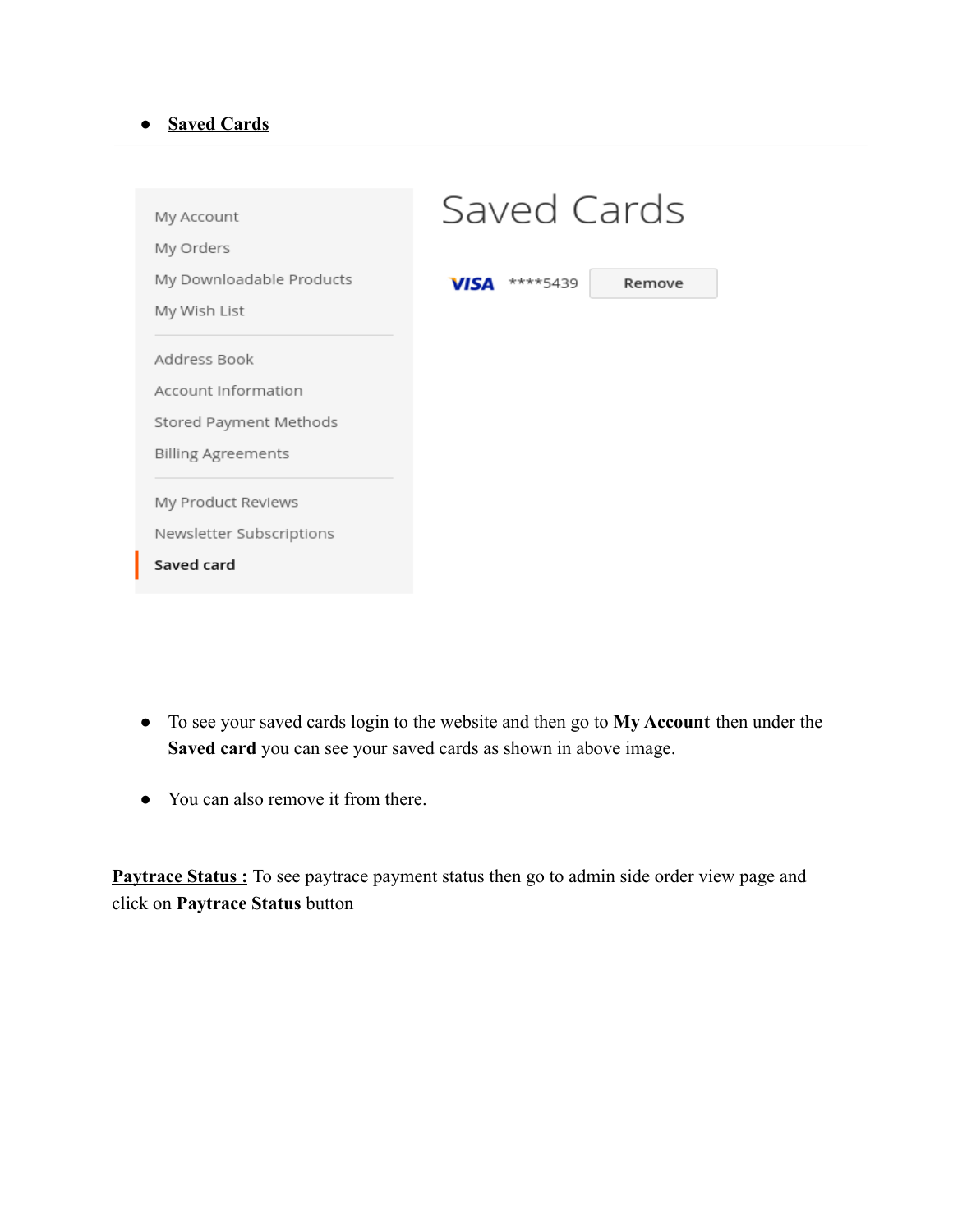- **Saved Cards**

- To see your saved cards login to the website and then go to **My Account** then under the **Saved card** you can see your saved cards as shown in above image.

- You can also remove it from there.

**Paytrace Status :** To see paytrace payment status then go to admin side order view page and click on **Paytrace Status** button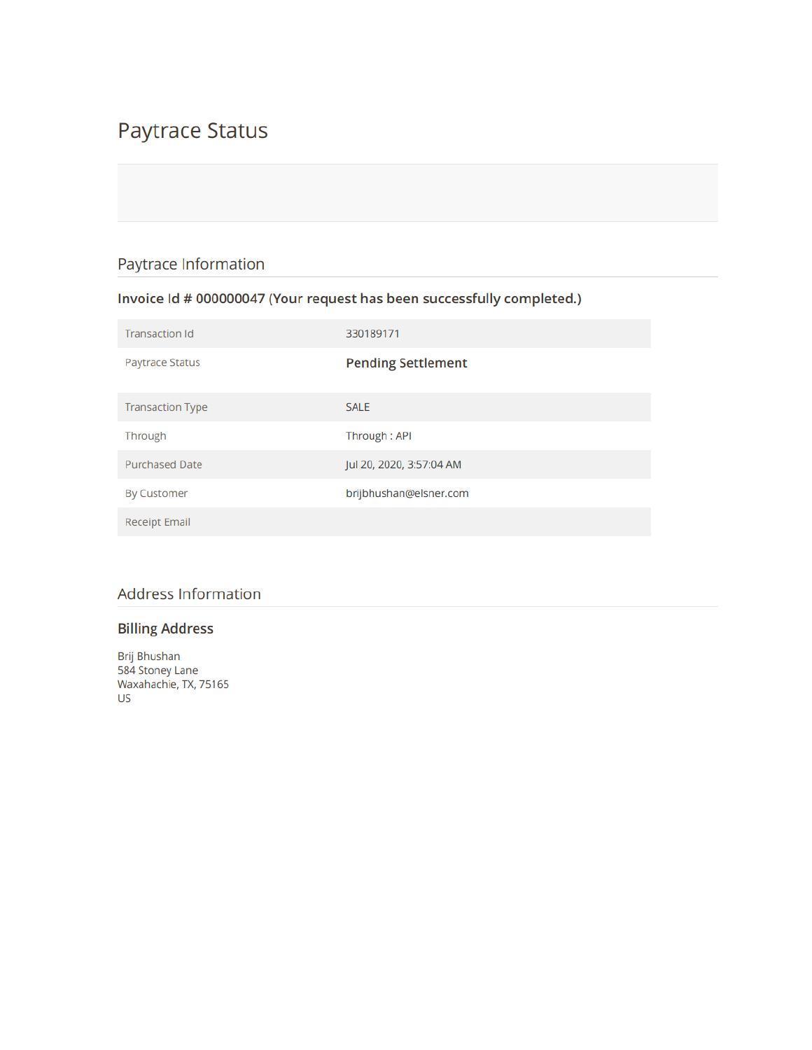# Paytrace Status

## Paytrace Information

**Invoice Id # 000000047 (Your request has been successfully completed.)**

| | |
|---|---|
| Transaction Id | 330189171 |
| Paytrace Status | **Pending Settlement** |
| Transaction Type | SALE |
| Through | Through : API |
| Purchased Date | Jul 20, 2020, 3:57:04 AM |
| By Customer | brijbhushan@elsner.com |
| Receipt Email | |

## Address Information

### Billing Address

Brij Bhushan
584 Stoney Lane
Waxahachie, TX, 75165
US